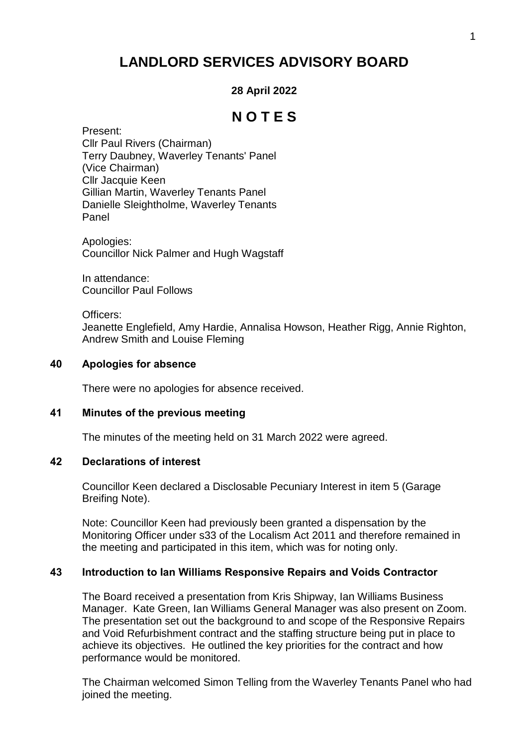# LANDLORD SERVICES ADVISORY BOARD

**28 April 2022**

# N O T E S

Present:
Cllr Paul Rivers (Chairman)
Terry Daubney, Waverley Tenants' Panel (Vice Chairman)
Cllr Jacquie Keen
Gillian Martin, Waverley Tenants Panel
Danielle Sleightholme, Waverley Tenants Panel

Apologies:
Councillor Nick Palmer and Hugh Wagstaff

In attendance:
Councillor Paul Follows

Officers:
Jeanette Englefield, Amy Hardie, Annalisa Howson, Heather Rigg, Annie Righton, Andrew Smith and Louise Fleming

### 40 Apologies for absence

There were no apologies for absence received.

### 41 Minutes of the previous meeting

The minutes of the meeting held on 31 March 2022 were agreed.

### 42 Declarations of interest

Councillor Keen declared a Disclosable Pecuniary Interest in item 5 (Garage Breifing Note).

Note: Councillor Keen had previously been granted a dispensation by the Monitoring Officer under s33 of the Localism Act 2011 and therefore remained in the meeting and participated in this item, which was for noting only.

### 43 Introduction to Ian Williams Responsive Repairs and Voids Contractor

The Board received a presentation from Kris Shipway, Ian Williams Business Manager. Kate Green, Ian Williams General Manager was also present on Zoom. The presentation set out the background to and scope of the Responsive Repairs and Void Refurbishment contract and the staffing structure being put in place to achieve its objectives. He outlined the key priorities for the contract and how performance would be monitored.

The Chairman welcomed Simon Telling from the Waverley Tenants Panel who had joined the meeting.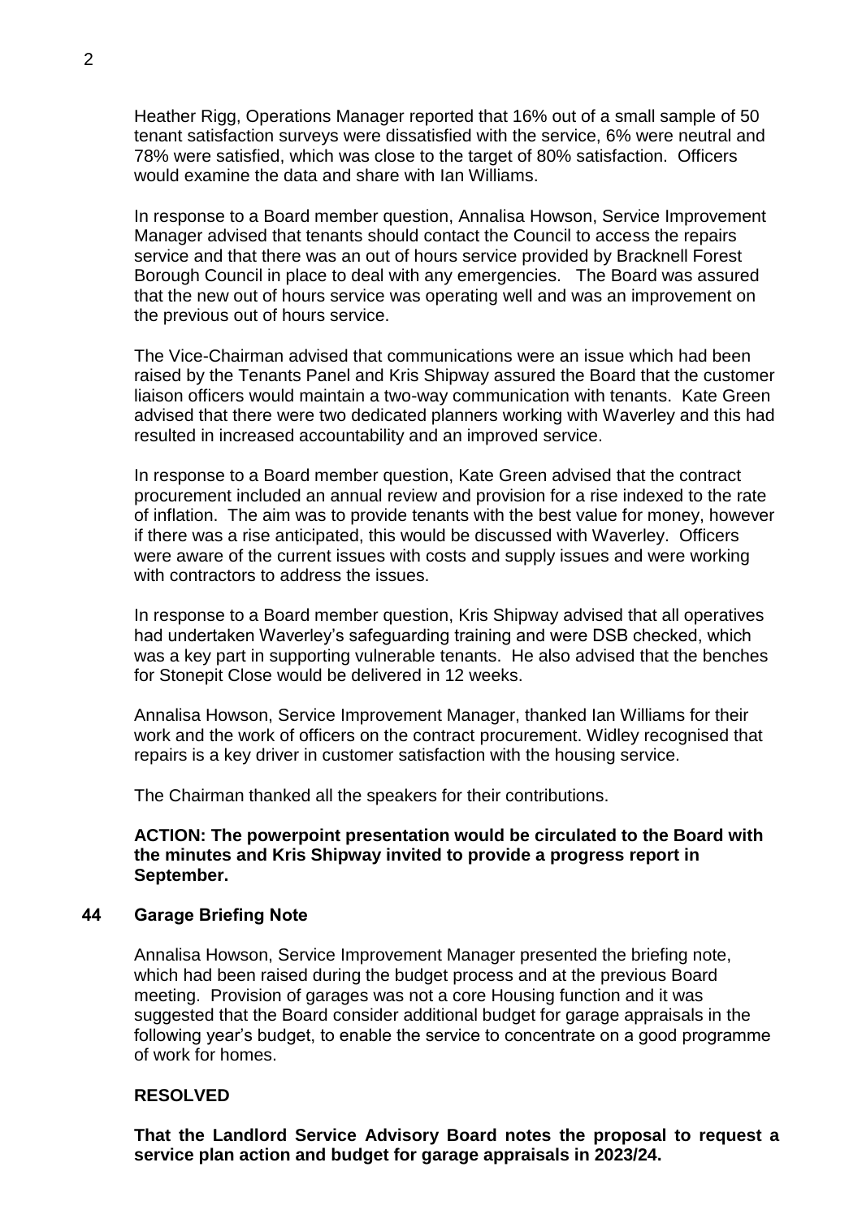Heather Rigg, Operations Manager reported that 16% out of a small sample of 50 tenant satisfaction surveys were dissatisfied with the service, 6% were neutral and 78% were satisfied, which was close to the target of 80% satisfaction. Officers would examine the data and share with Ian Williams.

In response to a Board member question, Annalisa Howson, Service Improvement Manager advised that tenants should contact the Council to access the repairs service and that there was an out of hours service provided by Bracknell Forest Borough Council in place to deal with any emergencies. The Board was assured that the new out of hours service was operating well and was an improvement on the previous out of hours service.

The Vice-Chairman advised that communications were an issue which had been raised by the Tenants Panel and Kris Shipway assured the Board that the customer liaison officers would maintain a two-way communication with tenants. Kate Green advised that there were two dedicated planners working with Waverley and this had resulted in increased accountability and an improved service.

In response to a Board member question, Kate Green advised that the contract procurement included an annual review and provision for a rise indexed to the rate of inflation. The aim was to provide tenants with the best value for money, however if there was a rise anticipated, this would be discussed with Waverley. Officers were aware of the current issues with costs and supply issues and were working with contractors to address the issues.

In response to a Board member question, Kris Shipway advised that all operatives had undertaken Waverley's safeguarding training and were DSB checked, which was a key part in supporting vulnerable tenants. He also advised that the benches for Stonepit Close would be delivered in 12 weeks.

Annalisa Howson, Service Improvement Manager, thanked Ian Williams for their work and the work of officers on the contract procurement. Widley recognised that repairs is a key driver in customer satisfaction with the housing service.

The Chairman thanked all the speakers for their contributions.

**ACTION: The powerpoint presentation would be circulated to the Board with the minutes and Kris Shipway invited to provide a progress report in September.**

## 44 Garage Briefing Note

Annalisa Howson, Service Improvement Manager presented the briefing note, which had been raised during the budget process and at the previous Board meeting. Provision of garages was not a core Housing function and it was suggested that the Board consider additional budget for garage appraisals in the following year's budget, to enable the service to concentrate on a good programme of work for homes.

**RESOLVED**

**That the Landlord Service Advisory Board notes the proposal to request a service plan action and budget for garage appraisals in 2023/24.**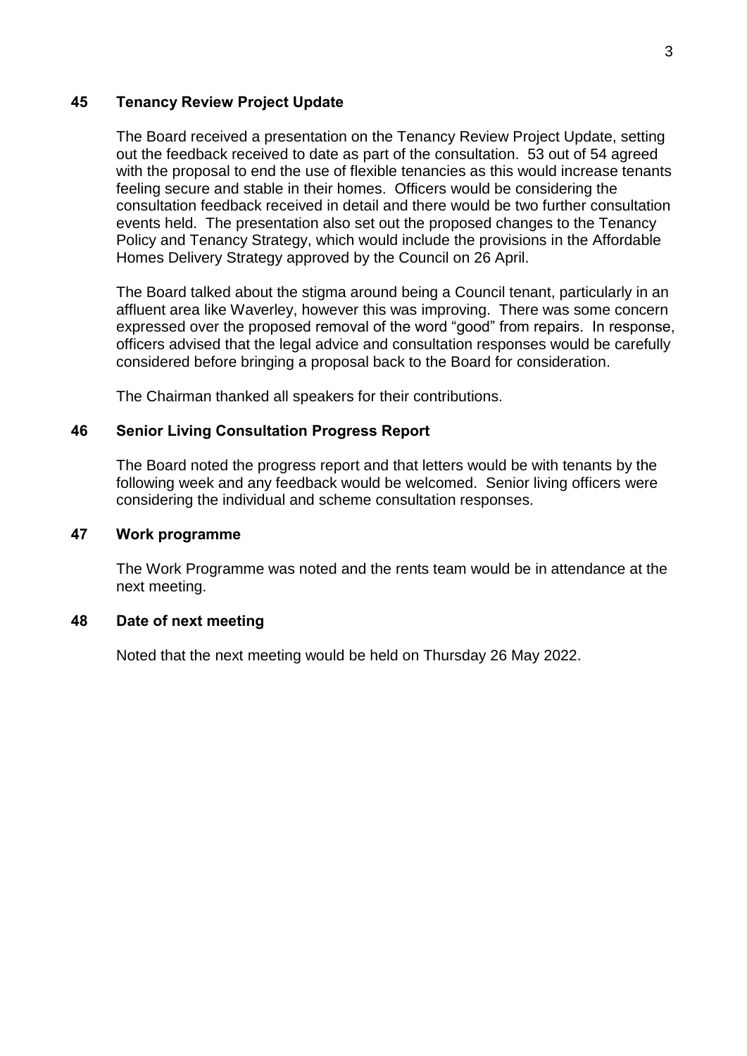## 45 Tenancy Review Project Update

The Board received a presentation on the Tenancy Review Project Update, setting out the feedback received to date as part of the consultation. 53 out of 54 agreed with the proposal to end the use of flexible tenancies as this would increase tenants feeling secure and stable in their homes. Officers would be considering the consultation feedback received in detail and there would be two further consultation events held. The presentation also set out the proposed changes to the Tenancy Policy and Tenancy Strategy, which would include the provisions in the Affordable Homes Delivery Strategy approved by the Council on 26 April.

The Board talked about the stigma around being a Council tenant, particularly in an affluent area like Waverley, however this was improving. There was some concern expressed over the proposed removal of the word "good" from repairs. In response, officers advised that the legal advice and consultation responses would be carefully considered before bringing a proposal back to the Board for consideration.

The Chairman thanked all speakers for their contributions.

## 46 Senior Living Consultation Progress Report

The Board noted the progress report and that letters would be with tenants by the following week and any feedback would be welcomed. Senior living officers were considering the individual and scheme consultation responses.

## 47 Work programme

The Work Programme was noted and the rents team would be in attendance at the next meeting.

## 48 Date of next meeting

Noted that the next meeting would be held on Thursday 26 May 2022.